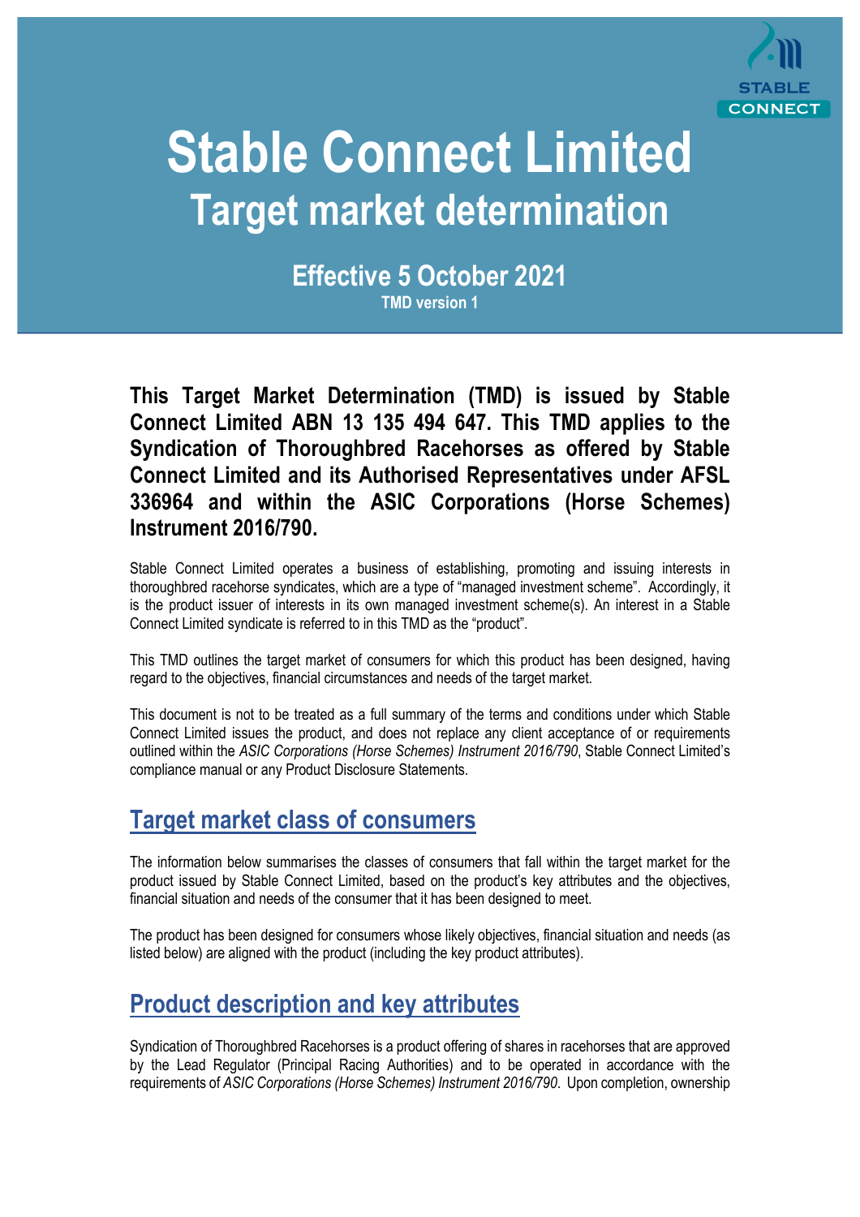# Stable Connect Limited

## Target market determination

### Effective 5 October 2021

TMD version 1

**This Target Market Determination (TMD) is issued by Stable Connect Limited ABN 13 135 494 647. This TMD applies to the Syndication of Thoroughbred Racehorses as offered by Stable Connect Limited and its Authorised Representatives under AFSL 336964 and within the ASIC Corporations (Horse Schemes) Instrument 2016/790.**

Stable Connect Limited operates a business of establishing, promoting and issuing interests in thoroughbred racehorse syndicates, which are a type of "managed investment scheme". Accordingly, it is the product issuer of interests in its own managed investment scheme(s). An interest in a Stable Connect Limited syndicate is referred to in this TMD as the "product".

This TMD outlines the target market of consumers for which this product has been designed, having regard to the objectives, financial circumstances and needs of the target market.

This document is not to be treated as a full summary of the terms and conditions under which Stable Connect Limited issues the product, and does not replace any client acceptance of or requirements outlined within the *ASIC Corporations (Horse Schemes) Instrument 2016/790*, Stable Connect Limited's compliance manual or any Product Disclosure Statements.

## Target market class of consumers

The information below summarises the classes of consumers that fall within the target market for the product issued by Stable Connect Limited, based on the product's key attributes and the objectives, financial situation and needs of the consumer that it has been designed to meet.

The product has been designed for consumers whose likely objectives, financial situation and needs (as listed below) are aligned with the product (including the key product attributes).

## Product description and key attributes

Syndication of Thoroughbred Racehorses is a product offering of shares in racehorses that are approved by the Lead Regulator (Principal Racing Authorities) and to be operated in accordance with the requirements of *ASIC Corporations (Horse Schemes) Instrument 2016/790*. Upon completion, ownership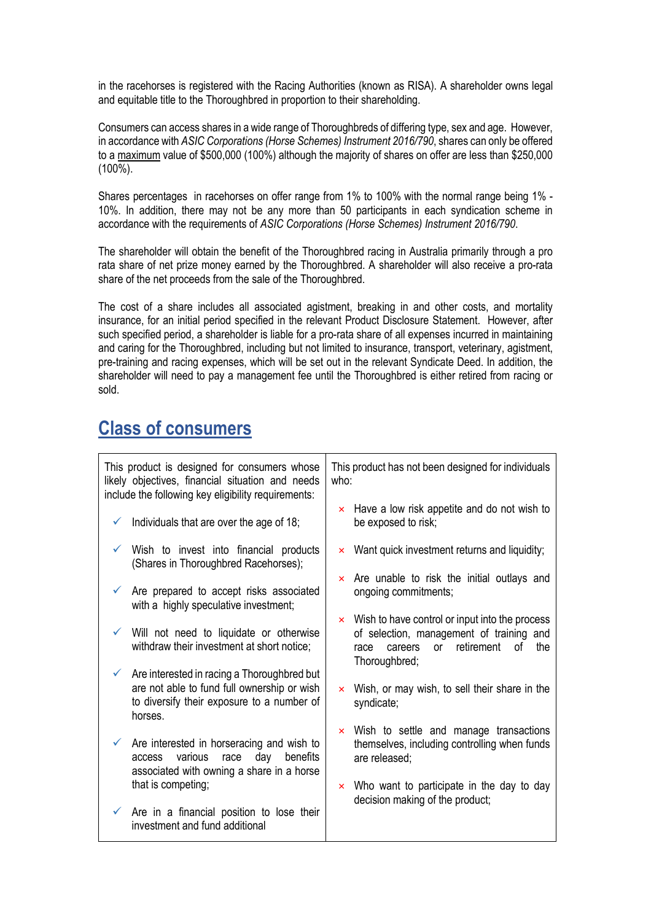in the racehorses is registered with the Racing Authorities (known as RISA). A shareholder owns legal and equitable title to the Thoroughbred in proportion to their shareholding.

Consumers can access shares in a wide range of Thoroughbreds of differing type, sex and age. However, in accordance with *ASIC Corporations (Horse Schemes) Instrument 2016/790*, shares can only be offered to a maximum value of $500,000 (100%) although the majority of shares on offer are less than $250,000 (100%).

Shares percentages in racehorses on offer range from 1% to 100% with the normal range being 1% - 10%. In addition, there may not be any more than 50 participants in each syndication scheme in accordance with the requirements of *ASIC Corporations (Horse Schemes) Instrument 2016/790*.

The shareholder will obtain the benefit of the Thoroughbred racing in Australia primarily through a pro rata share of net prize money earned by the Thoroughbred. A shareholder will also receive a pro-rata share of the net proceeds from the sale of the Thoroughbred.

The cost of a share includes all associated agistment, breaking in and other costs, and mortality insurance, for an initial period specified in the relevant Product Disclosure Statement. However, after such specified period, a shareholder is liable for a pro-rata share of all expenses incurred in maintaining and caring for the Thoroughbred, including but not limited to insurance, transport, veterinary, agistment, pre-training and racing expenses, which will be set out in the relevant Syndicate Deed. In addition, the shareholder will need to pay a management fee until the Thoroughbred is either retired from racing or sold.

## Class of consumers

| This product is designed for consumers whose likely objectives, financial situation and needs include the following key eligibility requirements: | This product has not been designed for individuals who: |
|---|---|
| ✓ Individuals that are over the age of 18; | × Have a low risk appetite and do not wish to be exposed to risk; |
| ✓ Wish to invest into financial products (Shares in Thoroughbred Racehorses); | × Want quick investment returns and liquidity; |
| ✓ Are prepared to accept risks associated with a highly speculative investment; | × Are unable to risk the initial outlays and ongoing commitments; |
| ✓ Will not need to liquidate or otherwise withdraw their investment at short notice; | × Wish to have control or input into the process of selection, management of training and race careers or retirement of the Thoroughbred; |
| ✓ Are interested in racing a Thoroughbred but are not able to fund full ownership or wish to diversify their exposure to a number of horses. | × Wish, or may wish, to sell their share in the syndicate; |
| ✓ Are interested in horseracing and wish to access various race day benefits associated with owning a share in a horse that is competing; | × Wish to settle and manage transactions themselves, including controlling when funds are released; |
| ✓ Are in a financial position to lose their investment and fund additional | × Who want to participate in the day to day decision making of the product; |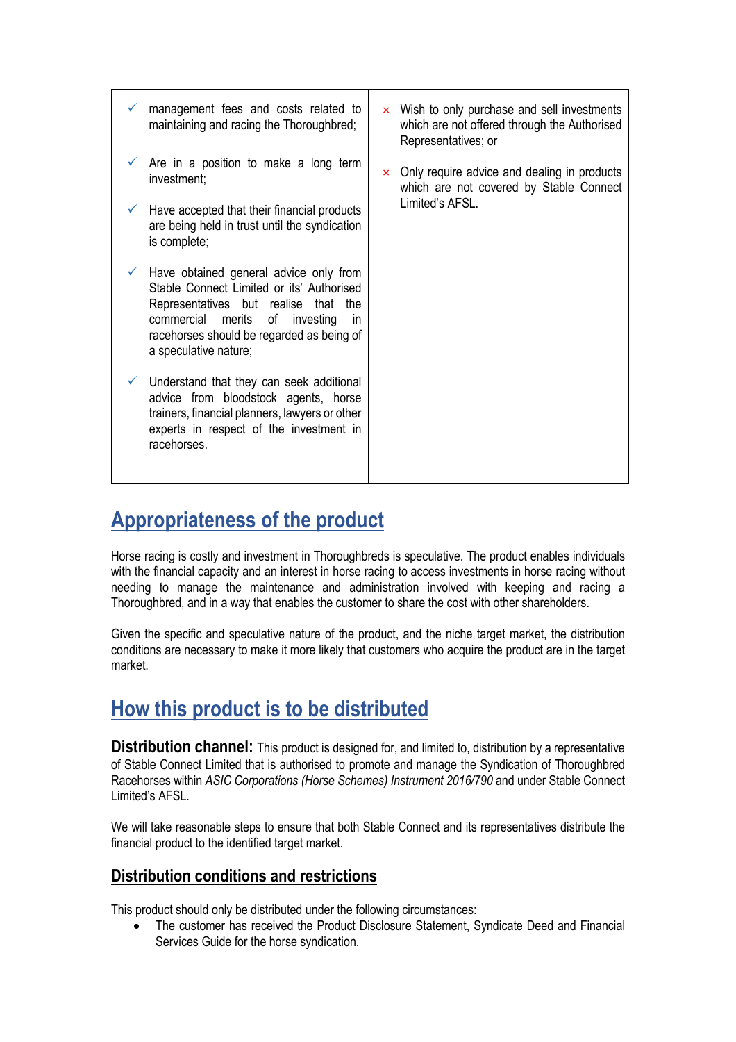| | |
|---|---|
| ✓ management fees and costs related to maintaining and racing the Thoroughbred;<br><br>✓ Are in a position to make a long term investment;<br><br>✓ Have accepted that their financial products are being held in trust until the syndication is complete;<br><br>✓ Have obtained general advice only from Stable Connect Limited or its' Authorised Representatives but realise that the commercial merits of investing in racehorses should be regarded as being of a speculative nature;<br><br>✓ Understand that they can seek additional advice from bloodstock agents, horse trainers, financial planners, lawyers or other experts in respect of the investment in racehorses. | × Wish to only purchase and sell investments which are not offered through the Authorised Representatives; or<br><br>× Only require advice and dealing in products which are not covered by Stable Connect Limited's AFSL. |

## Appropriateness of the product

Horse racing is costly and investment in Thoroughbreds is speculative. The product enables individuals with the financial capacity and an interest in horse racing to access investments in horse racing without needing to manage the maintenance and administration involved with keeping and racing a Thoroughbred, and in a way that enables the customer to share the cost with other shareholders.

Given the specific and speculative nature of the product, and the niche target market, the distribution conditions are necessary to make it more likely that customers who acquire the product are in the target market.

## How this product is to be distributed

**Distribution channel:** This product is designed for, and limited to, distribution by a representative of Stable Connect Limited that is authorised to promote and manage the Syndication of Thoroughbred Racehorses within *ASIC Corporations (Horse Schemes) Instrument 2016/790* and under Stable Connect Limited's AFSL.

We will take reasonable steps to ensure that both Stable Connect and its representatives distribute the financial product to the identified target market.

### Distribution conditions and restrictions

This product should only be distributed under the following circumstances:

- The customer has received the Product Disclosure Statement, Syndicate Deed and Financial Services Guide for the horse syndication.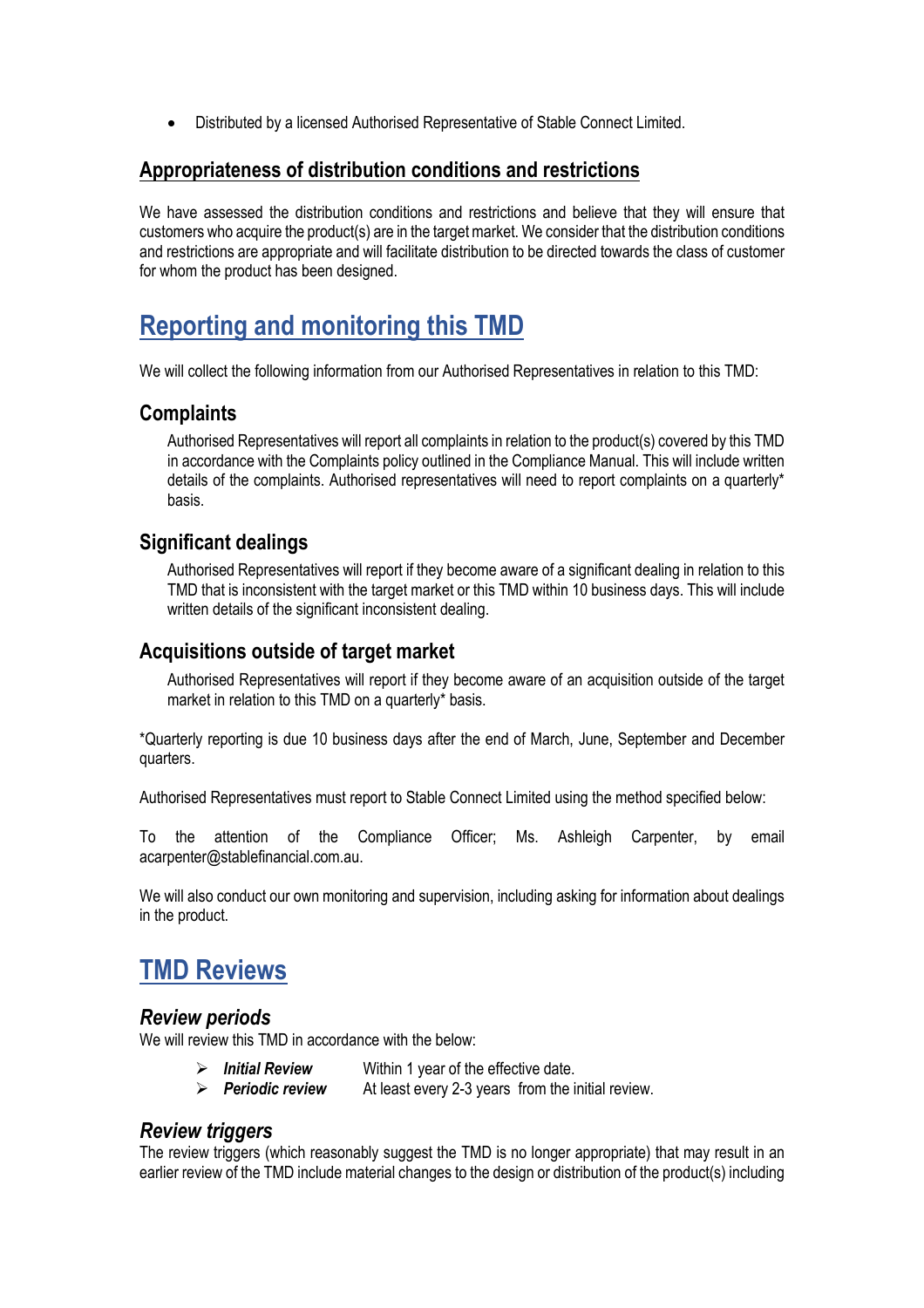- Distributed by a licensed Authorised Representative of Stable Connect Limited.

### Appropriateness of distribution conditions and restrictions

We have assessed the distribution conditions and restrictions and believe that they will ensure that customers who acquire the product(s) are in the target market. We consider that the distribution conditions and restrictions are appropriate and will facilitate distribution to be directed towards the class of customer for whom the product has been designed.

# Reporting and monitoring this TMD

We will collect the following information from our Authorised Representatives in relation to this TMD:

## Complaints

Authorised Representatives will report all complaints in relation to the product(s) covered by this TMD in accordance with the Complaints policy outlined in the Compliance Manual. This will include written details of the complaints. Authorised representatives will need to report complaints on a quarterly* basis.

## Significant dealings

Authorised Representatives will report if they become aware of a significant dealing in relation to this TMD that is inconsistent with the target market or this TMD within 10 business days. This will include written details of the significant inconsistent dealing.

## Acquisitions outside of target market

Authorised Representatives will report if they become aware of an acquisition outside of the target market in relation to this TMD on a quarterly* basis.

*Quarterly reporting is due 10 business days after the end of March, June, September and December quarters.

Authorised Representatives must report to Stable Connect Limited using the method specified below:

To the attention of the Compliance Officer; Ms. Ashleigh Carpenter, by email acarpenter@stablefinancial.com.au.

We will also conduct our own monitoring and supervision, including asking for information about dealings in the product.

# TMD Reviews

## *Review periods*

We will review this TMD in accordance with the below:

- ***Initial Review*** Within 1 year of the effective date.
- ***Periodic review*** At least every 2-3 years from the initial review.

## *Review triggers*

The review triggers (which reasonably suggest the TMD is no longer appropriate) that may result in an earlier review of the TMD include material changes to the design or distribution of the product(s) including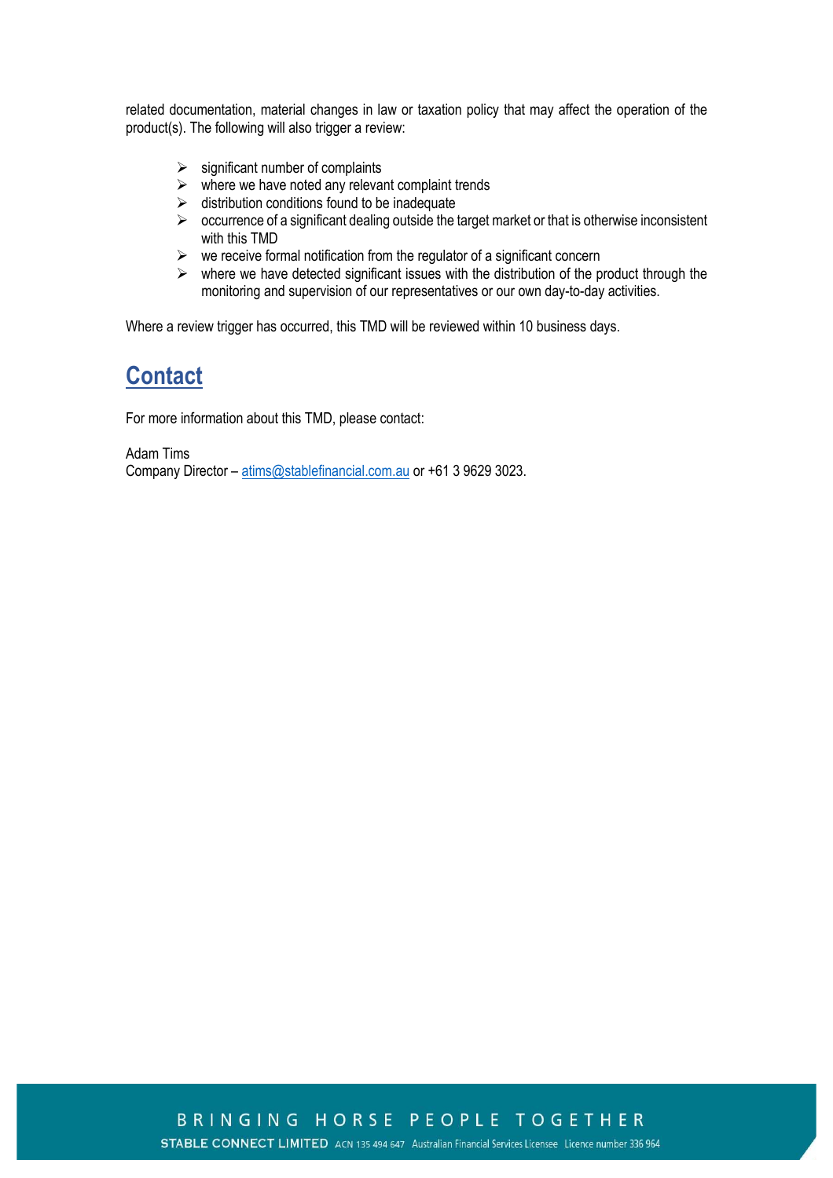related documentation, material changes in law or taxation policy that may affect the operation of the product(s). The following will also trigger a review:

- significant number of complaints
- where we have noted any relevant complaint trends
- distribution conditions found to be inadequate
- occurrence of a significant dealing outside the target market or that is otherwise inconsistent with this TMD
- we receive formal notification from the regulator of a significant concern
- where we have detected significant issues with the distribution of the product through the monitoring and supervision of our representatives or our own day-to-day activities.

Where a review trigger has occurred, this TMD will be reviewed within 10 business days.

# Contact

For more information about this TMD, please contact:

Adam Tims
Company Director – atims@stablefinancial.com.au or +61 3 9629 3023.